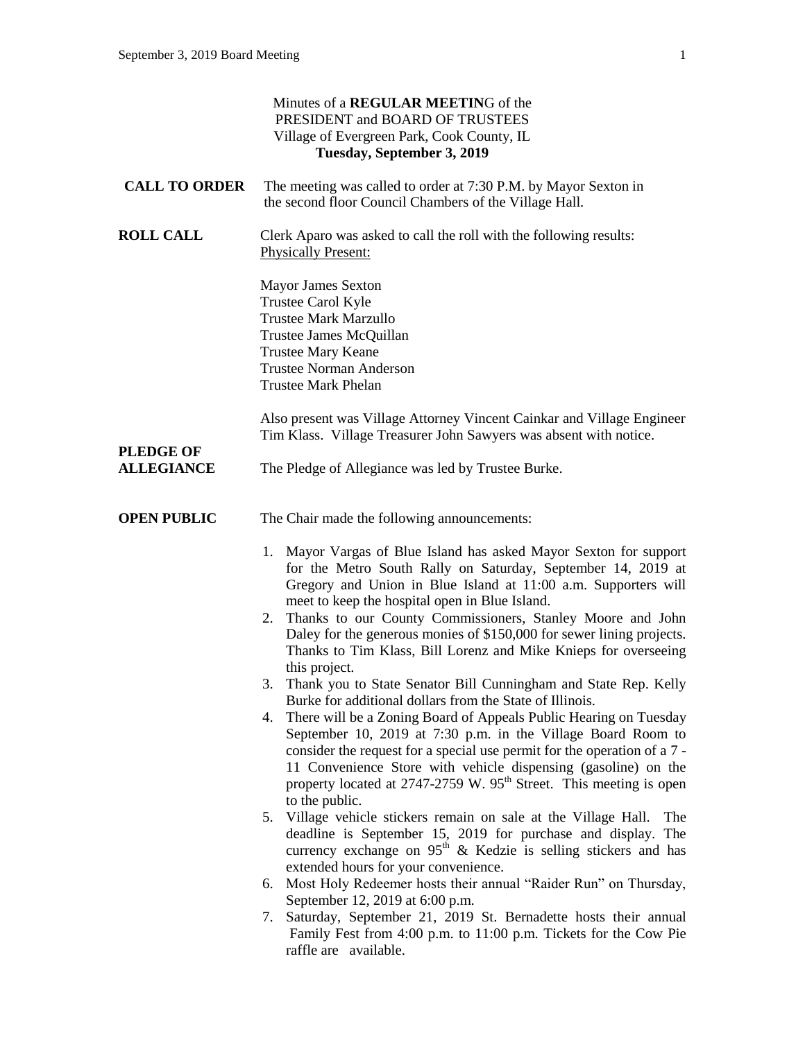Minutes of a **REGULAR MEETIN**G of the
PRESIDENT and BOARD OF TRUSTEES
Village of Evergreen Park, Cook County, IL
**Tuesday, September 3, 2019**

**CALL TO ORDER** The meeting was called to order at 7:30 P.M. by Mayor Sexton in the second floor Council Chambers of the Village Hall.

**ROLL CALL** Clerk Aparo was asked to call the roll with the following results:
Physically Present:

Mayor James Sexton
Trustee Carol Kyle
Trustee Mark Marzullo
Trustee James McQuillan
Trustee Mary Keane
Trustee Norman Anderson
Trustee Mark Phelan

Also present was Village Attorney Vincent Cainkar and Village Engineer Tim Klass. Village Treasurer John Sawyers was absent with notice.

**PLEDGE OF ALLEGIANCE** The Pledge of Allegiance was led by Trustee Burke.

**OPEN PUBLIC** The Chair made the following announcements:

1. Mayor Vargas of Blue Island has asked Mayor Sexton for support for the Metro South Rally on Saturday, September 14, 2019 at Gregory and Union in Blue Island at 11:00 a.m. Supporters will meet to keep the hospital open in Blue Island.
2. Thanks to our County Commissioners, Stanley Moore and John Daley for the generous monies of $150,000 for sewer lining projects. Thanks to Tim Klass, Bill Lorenz and Mike Knieps for overseeing this project.
3. Thank you to State Senator Bill Cunningham and State Rep. Kelly Burke for additional dollars from the State of Illinois.
4. There will be a Zoning Board of Appeals Public Hearing on Tuesday September 10, 2019 at 7:30 p.m. in the Village Board Room to consider the request for a special use permit for the operation of a 7 - 11 Convenience Store with vehicle dispensing (gasoline) on the property located at 2747-2759 W. 95th Street. This meeting is open to the public.
5. Village vehicle stickers remain on sale at the Village Hall. The deadline is September 15, 2019 for purchase and display. The currency exchange on 95th & Kedzie is selling stickers and has extended hours for your convenience.
6. Most Holy Redeemer hosts their annual "Raider Run" on Thursday, September 12, 2019 at 6:00 p.m.
7. Saturday, September 21, 2019 St. Bernadette hosts their annual Family Fest from 4:00 p.m. to 11:00 p.m. Tickets for the Cow Pie raffle are available.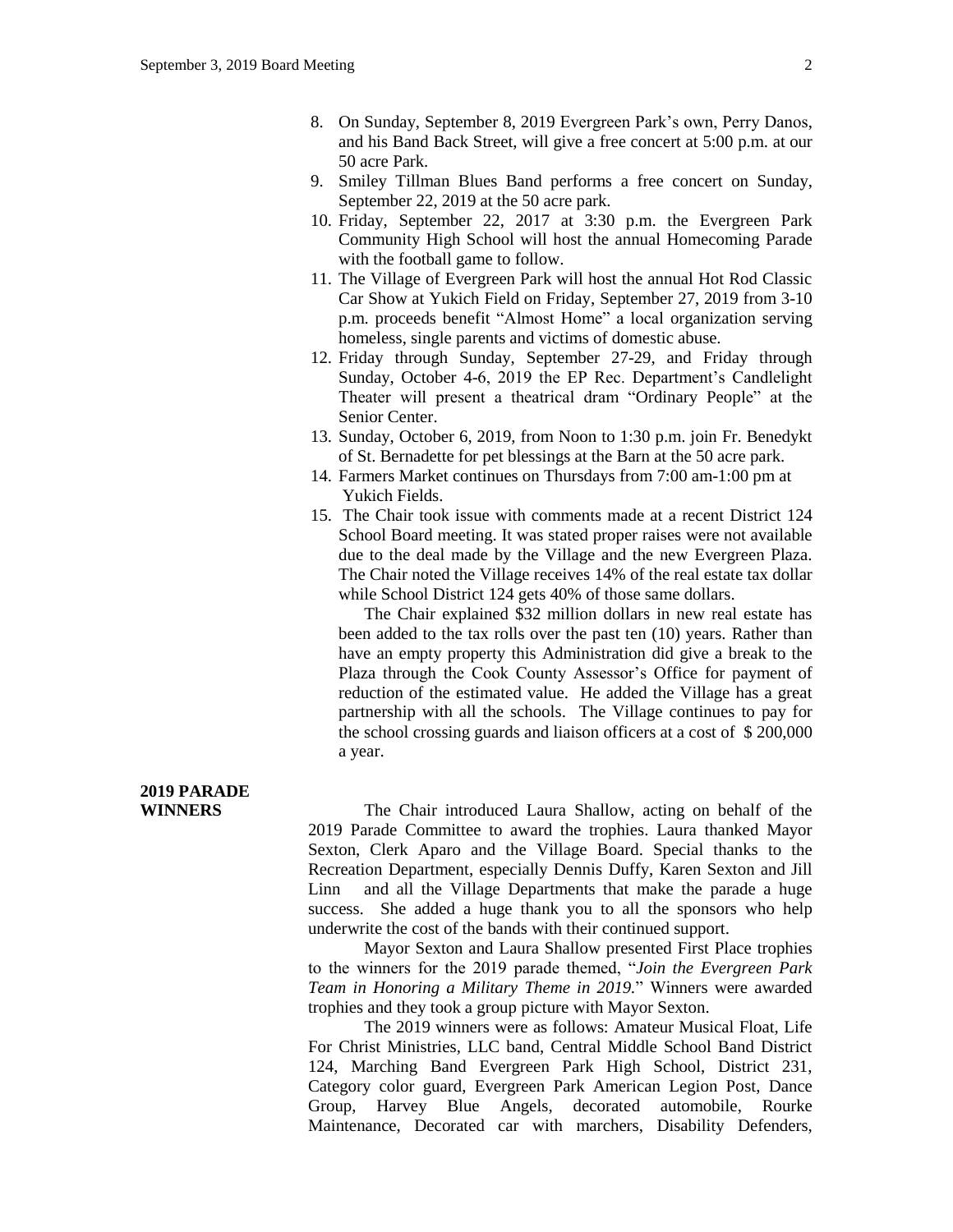8. On Sunday, September 8, 2019 Evergreen Park's own, Perry Danos, and his Band Back Street, will give a free concert at 5:00 p.m. at our 50 acre Park.
9. Smiley Tillman Blues Band performs a free concert on Sunday, September 22, 2019 at the 50 acre park.
10. Friday, September 22, 2017 at 3:30 p.m. the Evergreen Park Community High School will host the annual Homecoming Parade with the football game to follow.
11. The Village of Evergreen Park will host the annual Hot Rod Classic Car Show at Yukich Field on Friday, September 27, 2019 from 3-10 p.m. proceeds benefit "Almost Home" a local organization serving homeless, single parents and victims of domestic abuse.
12. Friday through Sunday, September 27-29, and Friday through Sunday, October 4-6, 2019 the EP Rec. Department's Candlelight Theater will present a theatrical dram "Ordinary People" at the Senior Center.
13. Sunday, October 6, 2019, from Noon to 1:30 p.m. join Fr. Benedykt of St. Bernadette for pet blessings at the Barn at the 50 acre park.
14. Farmers Market continues on Thursdays from 7:00 am-1:00 pm at Yukich Fields.
15. The Chair took issue with comments made at a recent District 124 School Board meeting. It was stated proper raises were not available due to the deal made by the Village and the new Evergreen Plaza. The Chair noted the Village receives 14% of the real estate tax dollar while School District 124 gets 40% of those same dollars.

    The Chair explained $32 million dollars in new real estate has been added to the tax rolls over the past ten (10) years. Rather than have an empty property this Administration did give a break to the Plaza through the Cook County Assessor's Office for payment of reduction of the estimated value. He added the Village has a great partnership with all the schools. The Village continues to pay for the school crossing guards and liaison officers at a cost of $ 200,000 a year.

**2019 PARADE WINNERS**

The Chair introduced Laura Shallow, acting on behalf of the 2019 Parade Committee to award the trophies. Laura thanked Mayor Sexton, Clerk Aparo and the Village Board. Special thanks to the Recreation Department, especially Dennis Duffy, Karen Sexton and Jill Linn and all the Village Departments that make the parade a huge success. She added a huge thank you to all the sponsors who help underwrite the cost of the bands with their continued support.

Mayor Sexton and Laura Shallow presented First Place trophies to the winners for the 2019 parade themed, "*Join the Evergreen Park Team in Honoring a Military Theme in 2019.*" Winners were awarded trophies and they took a group picture with Mayor Sexton.

The 2019 winners were as follows: Amateur Musical Float, Life For Christ Ministries, LLC band, Central Middle School Band District 124, Marching Band Evergreen Park High School, District 231, Category color guard, Evergreen Park American Legion Post, Dance Group, Harvey Blue Angels, decorated automobile, Rourke Maintenance, Decorated car with marchers, Disability Defenders,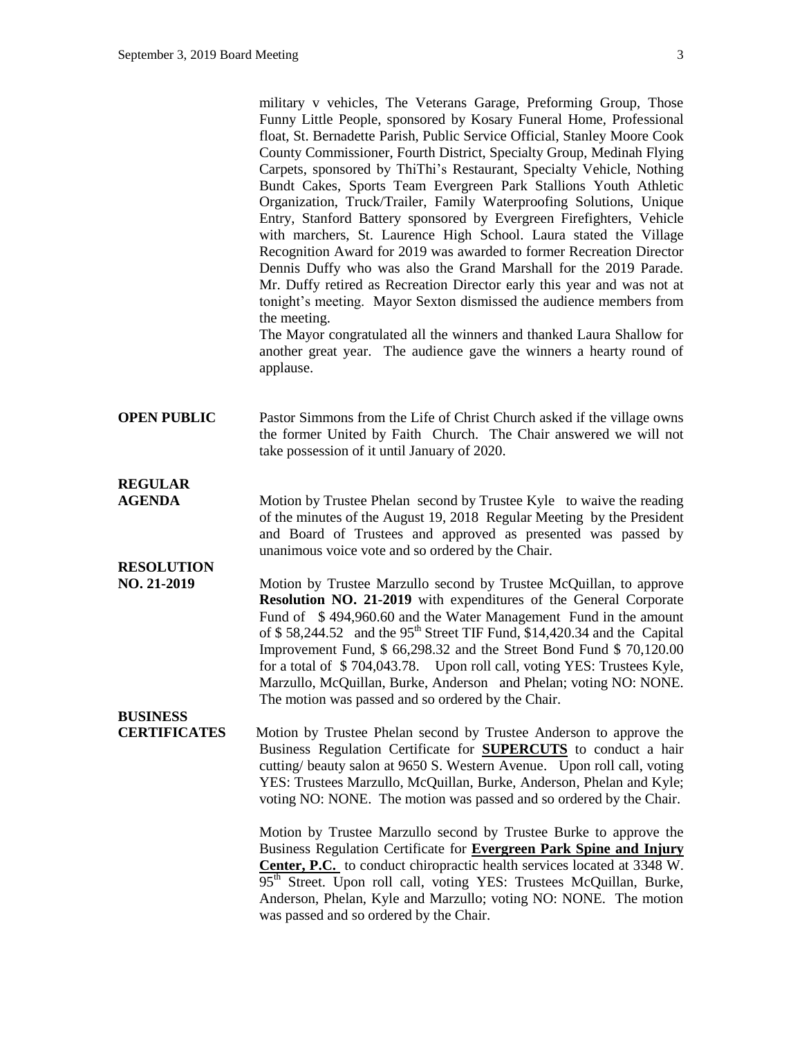military v vehicles, The Veterans Garage, Preforming Group, Those Funny Little People, sponsored by Kosary Funeral Home, Professional float, St. Bernadette Parish, Public Service Official, Stanley Moore Cook County Commissioner, Fourth District, Specialty Group, Medinah Flying Carpets, sponsored by ThiThi's Restaurant, Specialty Vehicle, Nothing Bundt Cakes, Sports Team Evergreen Park Stallions Youth Athletic Organization, Truck/Trailer, Family Waterproofing Solutions, Unique Entry, Stanford Battery sponsored by Evergreen Firefighters, Vehicle with marchers, St. Laurence High School. Laura stated the Village Recognition Award for 2019 was awarded to former Recreation Director Dennis Duffy who was also the Grand Marshall for the 2019 Parade. Mr. Duffy retired as Recreation Director early this year and was not at tonight's meeting. Mayor Sexton dismissed the audience members from the meeting.

The Mayor congratulated all the winners and thanked Laura Shallow for another great year. The audience gave the winners a hearty round of applause.

**OPEN PUBLIC** Pastor Simmons from the Life of Christ Church asked if the village owns the former United by Faith Church. The Chair answered we will not take possession of it until January of 2020.

**REGULAR AGENDA** Motion by Trustee Phelan second by Trustee Kyle to waive the reading of the minutes of the August 19, 2018 Regular Meeting by the President and Board of Trustees and approved as presented was passed by unanimous voice vote and so ordered by the Chair.

**RESOLUTION NO. 21-2019** Motion by Trustee Marzullo second by Trustee McQuillan, to approve **Resolution NO. 21-2019** with expenditures of the General Corporate Fund of $ 494,960.60 and the Water Management Fund in the amount of $ 58,244.52 and the 95th Street TIF Fund, $14,420.34 and the Capital Improvement Fund, $ 66,298.32 and the Street Bond Fund $ 70,120.00 for a total of $ 704,043.78. Upon roll call, voting YES: Trustees Kyle, Marzullo, McQuillan, Burke, Anderson and Phelan; voting NO: NONE. The motion was passed and so ordered by the Chair.

**BUSINESS CERTIFICATES** Motion by Trustee Phelan second by Trustee Anderson to approve the Business Regulation Certificate for **SUPERCUTS** to conduct a hair cutting/ beauty salon at 9650 S. Western Avenue. Upon roll call, voting YES: Trustees Marzullo, McQuillan, Burke, Anderson, Phelan and Kyle; voting NO: NONE. The motion was passed and so ordered by the Chair.

Motion by Trustee Marzullo second by Trustee Burke to approve the Business Regulation Certificate for **Evergreen Park Spine and Injury Center, P.C.** to conduct chiropractic health services located at 3348 W. 95th Street. Upon roll call, voting YES: Trustees McQuillan, Burke, Anderson, Phelan, Kyle and Marzullo; voting NO: NONE. The motion was passed and so ordered by the Chair.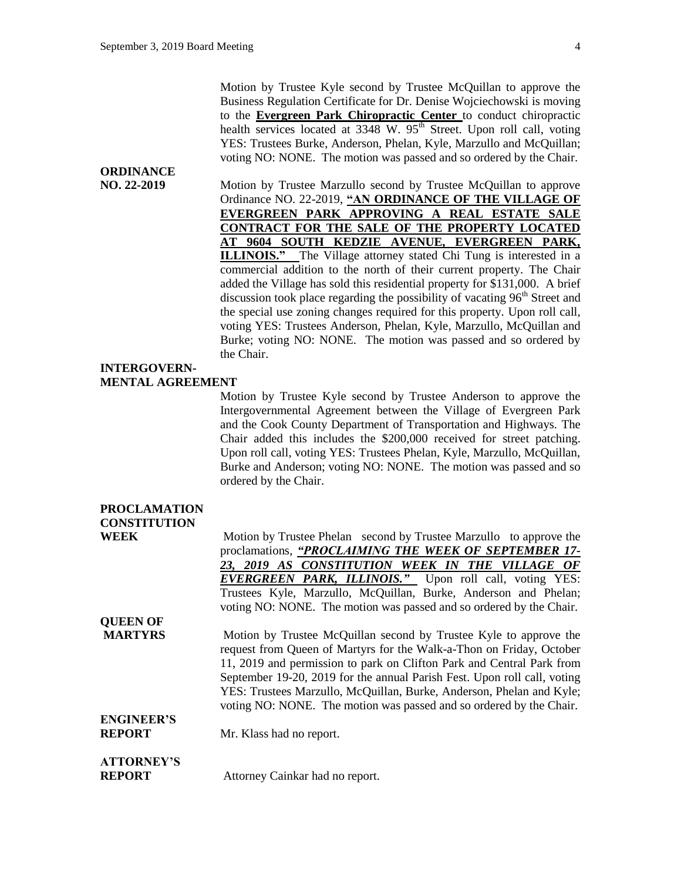Motion by Trustee Kyle second by Trustee McQuillan to approve the Business Regulation Certificate for Dr. Denise Wojciechowski is moving to the **Evergreen Park Chiropractic Center** to conduct chiropractic health services located at 3348 W. 95th Street. Upon roll call, voting YES: Trustees Burke, Anderson, Phelan, Kyle, Marzullo and McQuillan; voting NO: NONE. The motion was passed and so ordered by the Chair.

**ORDINANCE NO. 22-2019**

Motion by Trustee Marzullo second by Trustee McQuillan to approve Ordinance NO. 22-2019, **"AN ORDINANCE OF THE VILLAGE OF EVERGREEN PARK APPROVING A REAL ESTATE SALE CONTRACT FOR THE SALE OF THE PROPERTY LOCATED AT 9604 SOUTH KEDZIE AVENUE, EVERGREEN PARK, ILLINOIS."** The Village attorney stated Chi Tung is interested in a commercial addition to the north of their current property. The Chair added the Village has sold this residential property for $131,000. A brief discussion took place regarding the possibility of vacating 96th Street and the special use zoning changes required for this property. Upon roll call, voting YES: Trustees Anderson, Phelan, Kyle, Marzullo, McQuillan and Burke; voting NO: NONE. The motion was passed and so ordered by the Chair.

**INTERGOVERNMENTAL AGREEMENT**

Motion by Trustee Kyle second by Trustee Anderson to approve the Intergovernmental Agreement between the Village of Evergreen Park and the Cook County Department of Transportation and Highways. The Chair added this includes the $200,000 received for street patching. Upon roll call, voting YES: Trustees Phelan, Kyle, Marzullo, McQuillan, Burke and Anderson; voting NO: NONE. The motion was passed and so ordered by the Chair.

**PROCLAMATION CONSTITUTION WEEK**

Motion by Trustee Phelan second by Trustee Marzullo to approve the proclamations, ***"PROCLAIMING THE WEEK OF SEPTEMBER 17-23, 2019 AS CONSTITUTION WEEK IN THE VILLAGE OF EVERGREEN PARK, ILLINOIS."*** Upon roll call, voting YES: Trustees Kyle, Marzullo, McQuillan, Burke, Anderson and Phelan; voting NO: NONE. The motion was passed and so ordered by the Chair.

**QUEEN OF MARTYRS**

Motion by Trustee McQuillan second by Trustee Kyle to approve the request from Queen of Martyrs for the Walk-a-Thon on Friday, October 11, 2019 and permission to park on Clifton Park and Central Park from September 19-20, 2019 for the annual Parish Fest. Upon roll call, voting YES: Trustees Marzullo, McQuillan, Burke, Anderson, Phelan and Kyle; voting NO: NONE. The motion was passed and so ordered by the Chair.

**ENGINEER'S REPORT**

Mr. Klass had no report.

**ATTORNEY'S REPORT**

Attorney Cainkar had no report.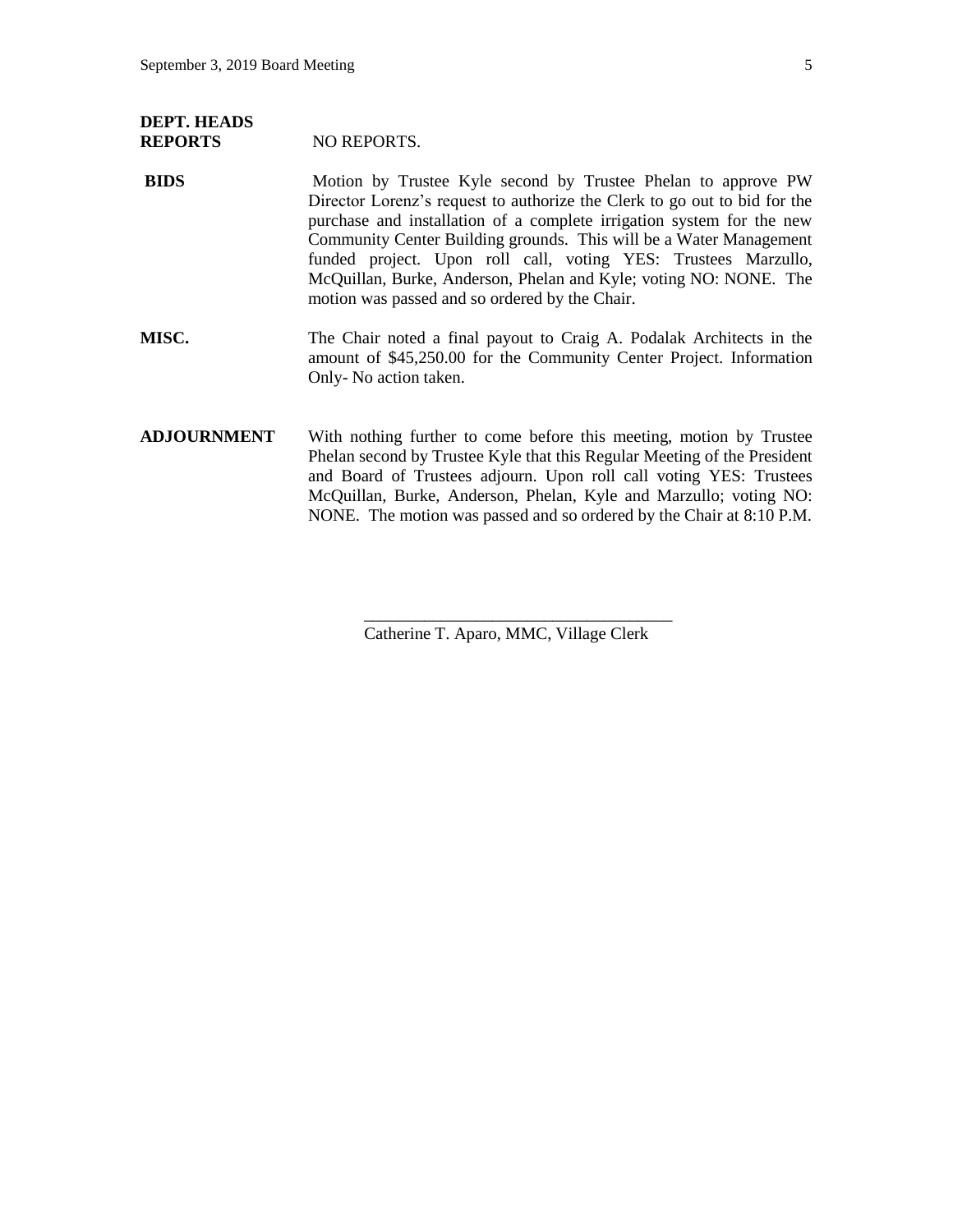**DEPT. HEADS REPORTS** NO REPORTS.

**BIDS** Motion by Trustee Kyle second by Trustee Phelan to approve PW Director Lorenz's request to authorize the Clerk to go out to bid for the purchase and installation of a complete irrigation system for the new Community Center Building grounds. This will be a Water Management funded project. Upon roll call, voting YES: Trustees Marzullo, McQuillan, Burke, Anderson, Phelan and Kyle; voting NO: NONE. The motion was passed and so ordered by the Chair.

**MISC.** The Chair noted a final payout to Craig A. Podalak Architects in the amount of $45,250.00 for the Community Center Project. Information Only- No action taken.

**ADJOURNMENT** With nothing further to come before this meeting, motion by Trustee Phelan second by Trustee Kyle that this Regular Meeting of the President and Board of Trustees adjourn. Upon roll call voting YES: Trustees McQuillan, Burke, Anderson, Phelan, Kyle and Marzullo; voting NO: NONE. The motion was passed and so ordered by the Chair at 8:10 P.M.

\_\_\_\_\_\_\_\_\_\_\_\_\_\_\_\_\_\_\_\_\_\_\_\_\_\_\_\_\_\_\_\_\_\_\_\_

Catherine T. Aparo, MMC, Village Clerk